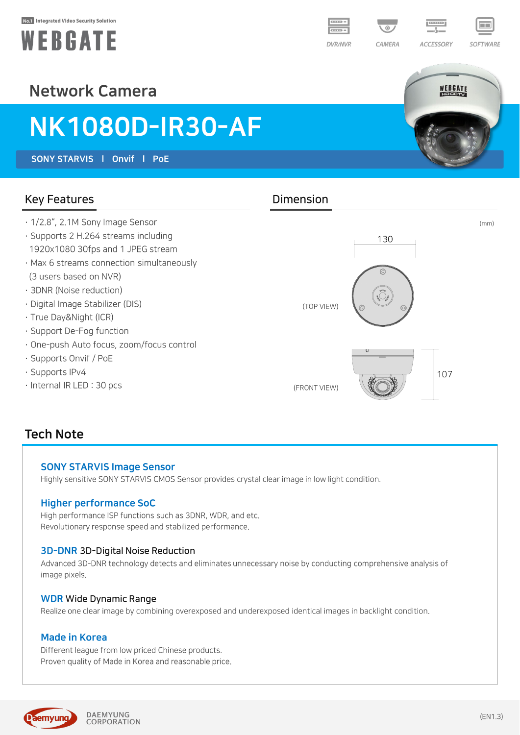No.1 Integrated Video Security Solution

WEBGATE

DVR/NVR | CAMERA | ACCESSORY | SOFTWARE

Network Camera

# NK1080D-IR30-AF

SONY STARVIS | Onvif | PoE

## Key Features

- 1/2.8", 2.1M Sony Image Sensor
- Supports 2 H.264 streams including 1920x1080 30fps and 1 JPEG stream
- Max 6 streams connection simultaneously (3 users based on NVR)
- 3DNR (Noise reduction)
- Digital Image Stabilizer (DIS)
- True Day&Night (ICR)
- Support De-Fog function
- One-push Auto focus, zoom/focus control
- Supports Onvif / PoE
- Supports IPv4
- Internal IR LED : 30 pcs

## Dimension

(mm)

(TOP VIEW) 130

(FRONT VIEW) 107

## Tech Note

### SONY STARVIS Image Sensor

Highly sensitive SONY STARVIS CMOS Sensor provides crystal clear image in low light condition.

### Higher performance SoC

High performance ISP functions such as 3DNR, WDR, and etc.
Revolutionary response speed and stabilized performance.

### 3D-DNR 3D-Digital Noise Reduction

Advanced 3D-DNR technology detects and eliminates unnecessary noise by conducting comprehensive analysis of image pixels.

### WDR Wide Dynamic Range

Realize one clear image by combining overexposed and underexposed identical images in backlight condition.

### Made in Korea

Different league from low priced Chinese products.
Proven quality of Made in Korea and reasonable price.

Daemyung DAEMYUNG CORPORATION

(EN1.3)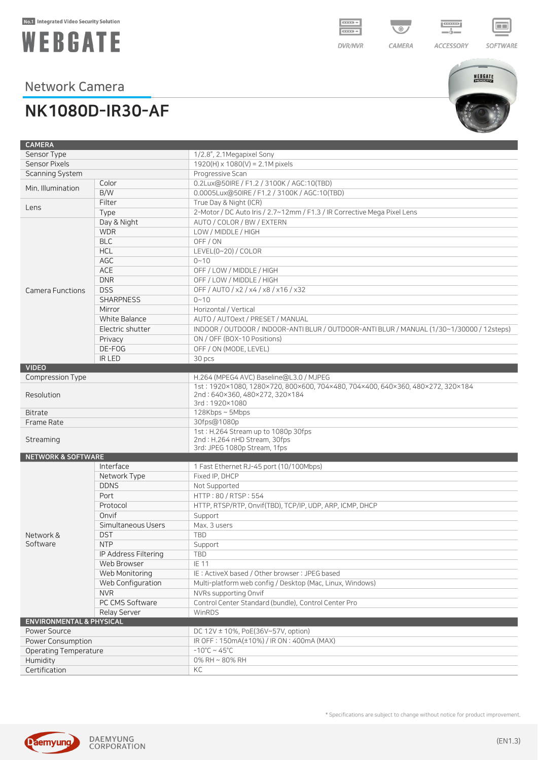No.1 Integrated Video Security Solution

# WEBGATE

DVR/NVR CAMERA ACCESSORY SOFTWARE

## Network Camera

# NK1080D-IR30-AF

| | | |
|---|---|---|
| **CAMERA** | | |
| Sensor Type | | 1/2.8", 2.1Megapixel Sony |
| Sensor Pixels | | 1920(H) x 1080(V) = 2.1M pixels |
| Scanning System | | Progressive Scan |
| Min. Illumination | Color | 0.2Lux@50IRE / F1.2 / 3100K / AGC:10(TBD) |
| | B/W | 0.0005Lux@50IRE / F1.2 / 3100K / AGC:10(TBD) |
| Lens | Filter | True Day & Night (ICR) |
| | Type | 2-Motor / DC Auto Iris / 2.7~12mm / F1.3 / IR Corrective Mega Pixel Lens |
| Camera Functions | Day & Night | AUTO / COLOR / BW / EXTERN |
| | WDR | LOW / MIDDLE / HIGH |
| | BLC | OFF / ON |
| | HCL | LEVEL(0~20) / COLOR |
| | AGC | 0~10 |
| | ACE | OFF / LOW / MIDDLE / HIGH |
| | DNR | OFF / LOW / MIDDLE / HIGH |
| | DSS | OFF / AUTO / x2 / x4 / x8 / x16 / x32 |
| | SHARPNESS | 0~10 |
| | Mirror | Horizontal / Vertical |
| | White Balance | AUTO / AUTOext / PRESET / MANUAL |
| | Electric shutter | INDOOR / OUTDOOR / INDOOR-ANTI BLUR / OUTDOOR-ANTI BLUR / MANUAL (1/30~1/30000 / 12steps) |
| | Privacy | ON / OFF (BOX-10 Positions) |
| | DE-FOG | OFF / ON (MODE, LEVEL) |
| | IR LED | 30 pcs |
| **VIDEO** | | |
| Compression Type | | H.264 (MPEG4 AVC) Baseline@L3.0 / MJPEG |
| Resolution | | 1st : 1920×1080, 1280×720, 800×600, 704×480, 704×400, 640×360, 480×272, 320×184<br>2nd : 640×360, 480×272, 320×184<br>3rd : 1920×1080 |
| Bitrate | | 128Kbps ~ 5Mbps |
| Frame Rate | | 30fps@1080p |
| Streaming | | 1st : H.264 Stream up to 1080p 30fps<br>2nd : H.264 nHD Stream, 30fps<br>3rd: JPEG 1080p Stream, 1fps |
| **NETWORK & SOFTWARE** | | |
| Network & Software | Interface | 1 Fast Ethernet RJ-45 port (10/100Mbps) |
| | Network Type | Fixed IP, DHCP |
| | DDNS | Not Supported |
| | Port | HTTP : 80 / RTSP : 554 |
| | Protocol | HTTP, RTSP/RTP, Onvif(TBD), TCP/IP, UDP, ARP, ICMP, DHCP |
| | Onvif | Support |
| | Simultaneous Users | Max. 3 users |
| | DST | TBD |
| | NTP | Support |
| | IP Address Filtering | TBD |
| | Web Browser | IE 11 |
| | Web Monitoring | IE : ActiveX based / Other browser : JPEG based |
| | Web Configuration | Multi-platform web config / Desktop (Mac, Linux, Windows) |
| | NVR | NVRs supporting Onvif |
| | PC CMS Software | Control Center Standard (bundle), Control Center Pro |
| | Relay Server | WinRDS |
| **ENVIRONMENTAL & PHYSICAL** | | |
| Power Source | | DC 12V ± 10%, PoE(36V~57V, option) |
| Power Consumption | | IR OFF : 150mA(±10%) / IR ON : 400mA (MAX) |
| Operating Temperature | | -10℃ ~ 45℃ |
| Humidity | | 0% RH ~ 80% RH |
| Certification | | KC |

* Specifications are subject to change without notice for product improvement.

Daemyung DAEMYUNG CORPORATION

(EN1.3)